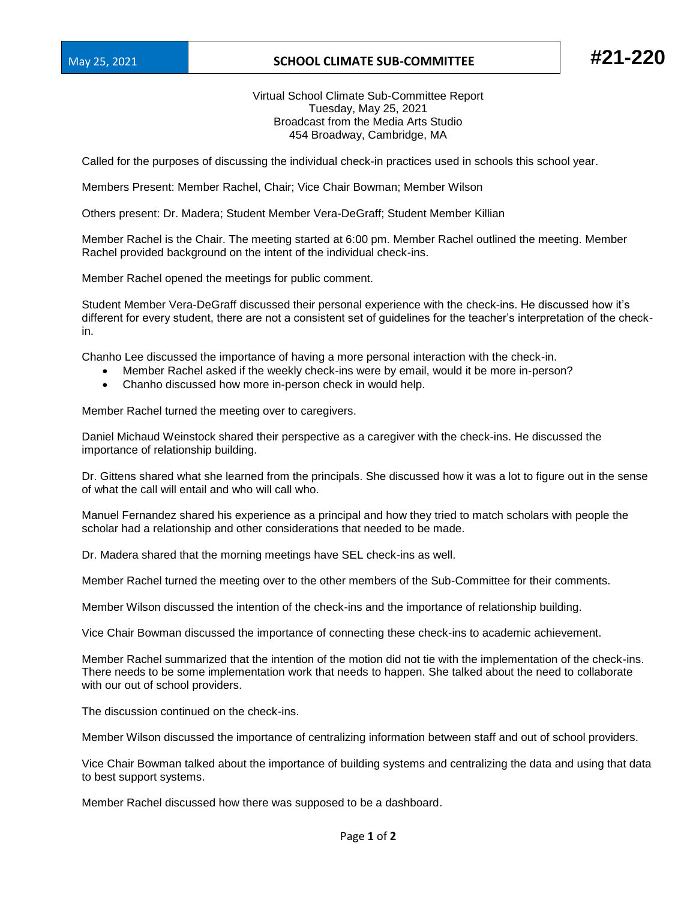May 25, 2021 | **SCHOOL CLIMATE SUB-COMMITTEE** | **#21-220**

Virtual School Climate Sub-Committee Report
Tuesday, May 25, 2021
Broadcast from the Media Arts Studio
454 Broadway, Cambridge, MA

Called for the purposes of discussing the individual check-in practices used in schools this school year.

Members Present: Member Rachel, Chair; Vice Chair Bowman; Member Wilson

Others present: Dr. Madera; Student Member Vera-DeGraff; Student Member Killian

Member Rachel is the Chair. The meeting started at 6:00 pm. Member Rachel outlined the meeting. Member Rachel provided background on the intent of the individual check-ins.

Member Rachel opened the meetings for public comment.

Student Member Vera-DeGraff discussed their personal experience with the check-ins. He discussed how it's different for every student, there are not a consistent set of guidelines for the teacher's interpretation of the check-in.

Chanho Lee discussed the importance of having a more personal interaction with the check-in.

- Member Rachel asked if the weekly check-ins were by email, would it be more in-person?
- Chanho discussed how more in-person check in would help.

Member Rachel turned the meeting over to caregivers.

Daniel Michaud Weinstock shared their perspective as a caregiver with the check-ins. He discussed the importance of relationship building.

Dr. Gittens shared what she learned from the principals. She discussed how it was a lot to figure out in the sense of what the call will entail and who will call who.

Manuel Fernandez shared his experience as a principal and how they tried to match scholars with people the scholar had a relationship and other considerations that needed to be made.

Dr. Madera shared that the morning meetings have SEL check-ins as well.

Member Rachel turned the meeting over to the other members of the Sub-Committee for their comments.

Member Wilson discussed the intention of the check-ins and the importance of relationship building.

Vice Chair Bowman discussed the importance of connecting these check-ins to academic achievement.

Member Rachel summarized that the intention of the motion did not tie with the implementation of the check-ins. There needs to be some implementation work that needs to happen. She talked about the need to collaborate with our out of school providers.

The discussion continued on the check-ins.

Member Wilson discussed the importance of centralizing information between staff and out of school providers.

Vice Chair Bowman talked about the importance of building systems and centralizing the data and using that data to best support systems.

Member Rachel discussed how there was supposed to be a dashboard.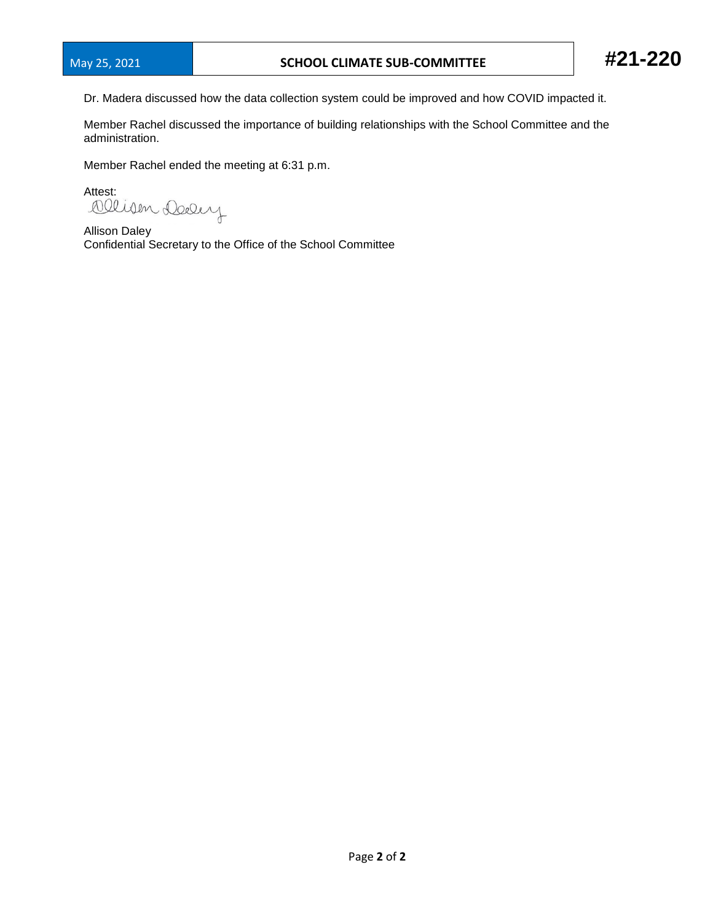Dr. Madera discussed how the data collection system could be improved and how COVID impacted it.

Member Rachel discussed the importance of building relationships with the School Committee and the administration.

Member Rachel ended the meeting at 6:31 p.m.

Attest:

Allison Daley
Confidential Secretary to the Office of the School Committee